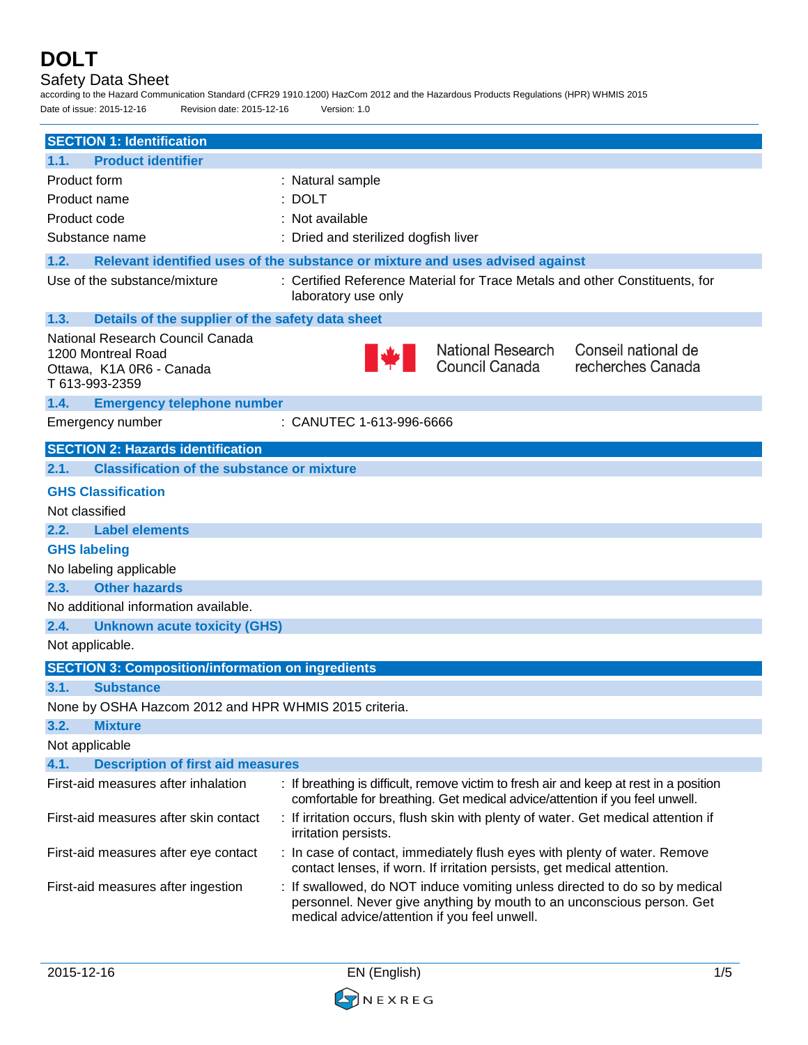# DOLT

Safety Data Sheet

according to the Hazard Communication Standard (CFR29 1910.1200) HazCom 2012 and the Hazardous Products Regulations (HPR) WHMIS 2015

Date of issue: 2015-12-16 Revision date: 2015-12-16 Version: 1.0

## SECTION 1: Identification

### 1.1. Product identifier

| | |
|---|---|
| Product form | : Natural sample |
| Product name | : DOLT |
| Product code | : Not available |
| Substance name | : Dried and sterilized dogfish liver |

### 1.2. Relevant identified uses of the substance or mixture and uses advised against

| | |
|---|---|
| Use of the substance/mixture | : Certified Reference Material for Trace Metals and other Constituents, for laboratory use only |

### 1.3. Details of the supplier of the safety data sheet

National Research Council Canada
1200 Montreal Road
Ottawa, K1A 0R6 - Canada
T 613-993-2359

National Research Council Canada / Conseil national de recherches Canada

### 1.4. Emergency telephone number

| | |
|---|---|
| Emergency number | : CANUTEC 1-613-996-6666 |

## SECTION 2: Hazards identification

### 2.1. Classification of the substance or mixture

**GHS Classification**

Not classified

### 2.2. Label elements

**GHS labeling**

No labeling applicable

### 2.3. Other hazards

No additional information available.

### 2.4. Unknown acute toxicity (GHS)

Not applicable.

## SECTION 3: Composition/information on ingredients

### 3.1. Substance

None by OSHA Hazcom 2012 and HPR WHMIS 2015 criteria.

### 3.2. Mixture

Not applicable

### 4.1. Description of first aid measures

| | |
|---|---|
| First-aid measures after inhalation | : If breathing is difficult, remove victim to fresh air and keep at rest in a position comfortable for breathing. Get medical advice/attention if you feel unwell. |
| First-aid measures after skin contact | : If irritation occurs, flush skin with plenty of water. Get medical attention if irritation persists. |
| First-aid measures after eye contact | : In case of contact, immediately flush eyes with plenty of water. Remove contact lenses, if worn. If irritation persists, get medical attention. |
| First-aid measures after ingestion | : If swallowed, do NOT induce vomiting unless directed to do so by medical personnel. Never give anything by mouth to an unconscious person. Get medical advice/attention if you feel unwell. |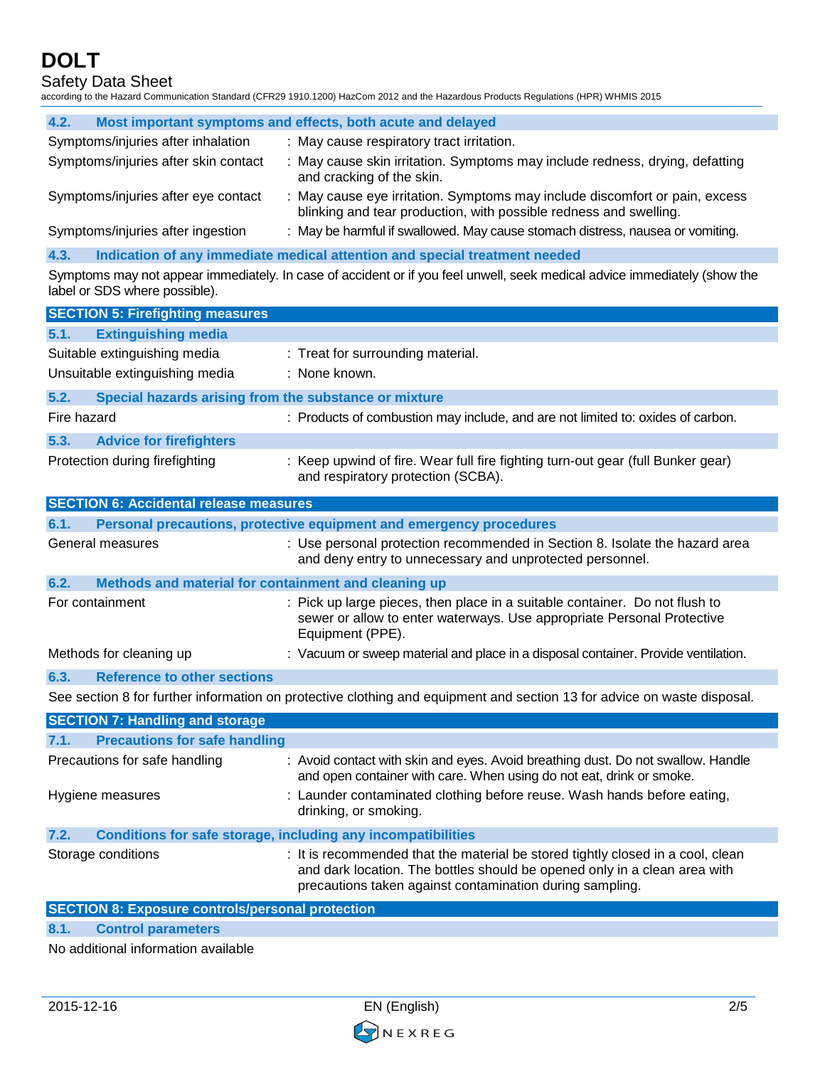### 4.2. Most important symptoms and effects, both acute and delayed

| | |
|---|---|
| Symptoms/injuries after inhalation | : May cause respiratory tract irritation. |
| Symptoms/injuries after skin contact | : May cause skin irritation. Symptoms may include redness, drying, defatting and cracking of the skin. |
| Symptoms/injuries after eye contact | : May cause eye irritation. Symptoms may include discomfort or pain, excess blinking and tear production, with possible redness and swelling. |
| Symptoms/injuries after ingestion | : May be harmful if swallowed. May cause stomach distress, nausea or vomiting. |

### 4.3. Indication of any immediate medical attention and special treatment needed

Symptoms may not appear immediately. In case of accident or if you feel unwell, seek medical advice immediately (show the label or SDS where possible).

## SECTION 5: Firefighting measures

### 5.1. Extinguishing media

| | |
|---|---|
| Suitable extinguishing media | : Treat for surrounding material. |
| Unsuitable extinguishing media | : None known. |

### 5.2. Special hazards arising from the substance or mixture

| | |
|---|---|
| Fire hazard | : Products of combustion may include, and are not limited to: oxides of carbon. |

### 5.3. Advice for firefighters

| | |
|---|---|
| Protection during firefighting | : Keep upwind of fire. Wear full fire fighting turn-out gear (full Bunker gear) and respiratory protection (SCBA). |

## SECTION 6: Accidental release measures

### 6.1. Personal precautions, protective equipment and emergency procedures

| | |
|---|---|
| General measures | : Use personal protection recommended in Section 8. Isolate the hazard area and deny entry to unnecessary and unprotected personnel. |

### 6.2. Methods and material for containment and cleaning up

| | |
|---|---|
| For containment | : Pick up large pieces, then place in a suitable container. Do not flush to sewer or allow to enter waterways. Use appropriate Personal Protective Equipment (PPE). |
| Methods for cleaning up | : Vacuum or sweep material and place in a disposal container. Provide ventilation. |

### 6.3. Reference to other sections

See section 8 for further information on protective clothing and equipment and section 13 for advice on waste disposal.

## SECTION 7: Handling and storage

### 7.1. Precautions for safe handling

| | |
|---|---|
| Precautions for safe handling | : Avoid contact with skin and eyes. Avoid breathing dust. Do not swallow. Handle and open container with care. When using do not eat, drink or smoke. |
| Hygiene measures | : Launder contaminated clothing before reuse. Wash hands before eating, drinking, or smoking. |

### 7.2. Conditions for safe storage, including any incompatibilities

| | |
|---|---|
| Storage conditions | : It is recommended that the material be stored tightly closed in a cool, clean and dark location. The bottles should be opened only in a clean area with precautions taken against contamination during sampling. |

## SECTION 8: Exposure controls/personal protection

### 8.1. Control parameters

No additional information available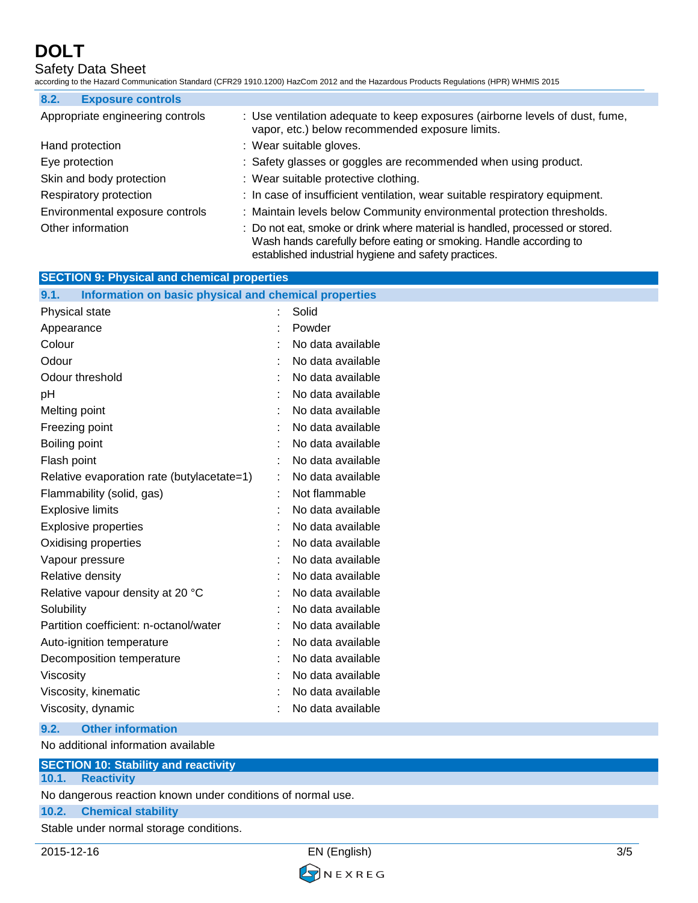### 8.2. Exposure controls

| | |
|---|---|
| Appropriate engineering controls | : Use ventilation adequate to keep exposures (airborne levels of dust, fume, vapor, etc.) below recommended exposure limits. |
| Hand protection | : Wear suitable gloves. |
| Eye protection | : Safety glasses or goggles are recommended when using product. |
| Skin and body protection | : Wear suitable protective clothing. |
| Respiratory protection | : In case of insufficient ventilation, wear suitable respiratory equipment. |
| Environmental exposure controls | : Maintain levels below Community environmental protection thresholds. |
| Other information | : Do not eat, smoke or drink where material is handled, processed or stored. Wash hands carefully before eating or smoking. Handle according to established industrial hygiene and safety practices. |

## SECTION 9: Physical and chemical properties

### 9.1. Information on basic physical and chemical properties

| | |
|---|---|
| Physical state | : Solid |
| Appearance | : Powder |
| Colour | : No data available |
| Odour | : No data available |
| Odour threshold | : No data available |
| pH | : No data available |
| Melting point | : No data available |
| Freezing point | : No data available |
| Boiling point | : No data available |
| Flash point | : No data available |
| Relative evaporation rate (butylacetate=1) | : No data available |
| Flammability (solid, gas) | : Not flammable |
| Explosive limits | : No data available |
| Explosive properties | : No data available |
| Oxidising properties | : No data available |
| Vapour pressure | : No data available |
| Relative density | : No data available |
| Relative vapour density at 20 °C | : No data available |
| Solubility | : No data available |
| Partition coefficient: n-octanol/water | : No data available |
| Auto-ignition temperature | : No data available |
| Decomposition temperature | : No data available |
| Viscosity | : No data available |
| Viscosity, kinematic | : No data available |
| Viscosity, dynamic | : No data available |

### 9.2. Other information

No additional information available

## SECTION 10: Stability and reactivity

### 10.1. Reactivity

No dangerous reaction known under conditions of normal use.

### 10.2. Chemical stability

Stable under normal storage conditions.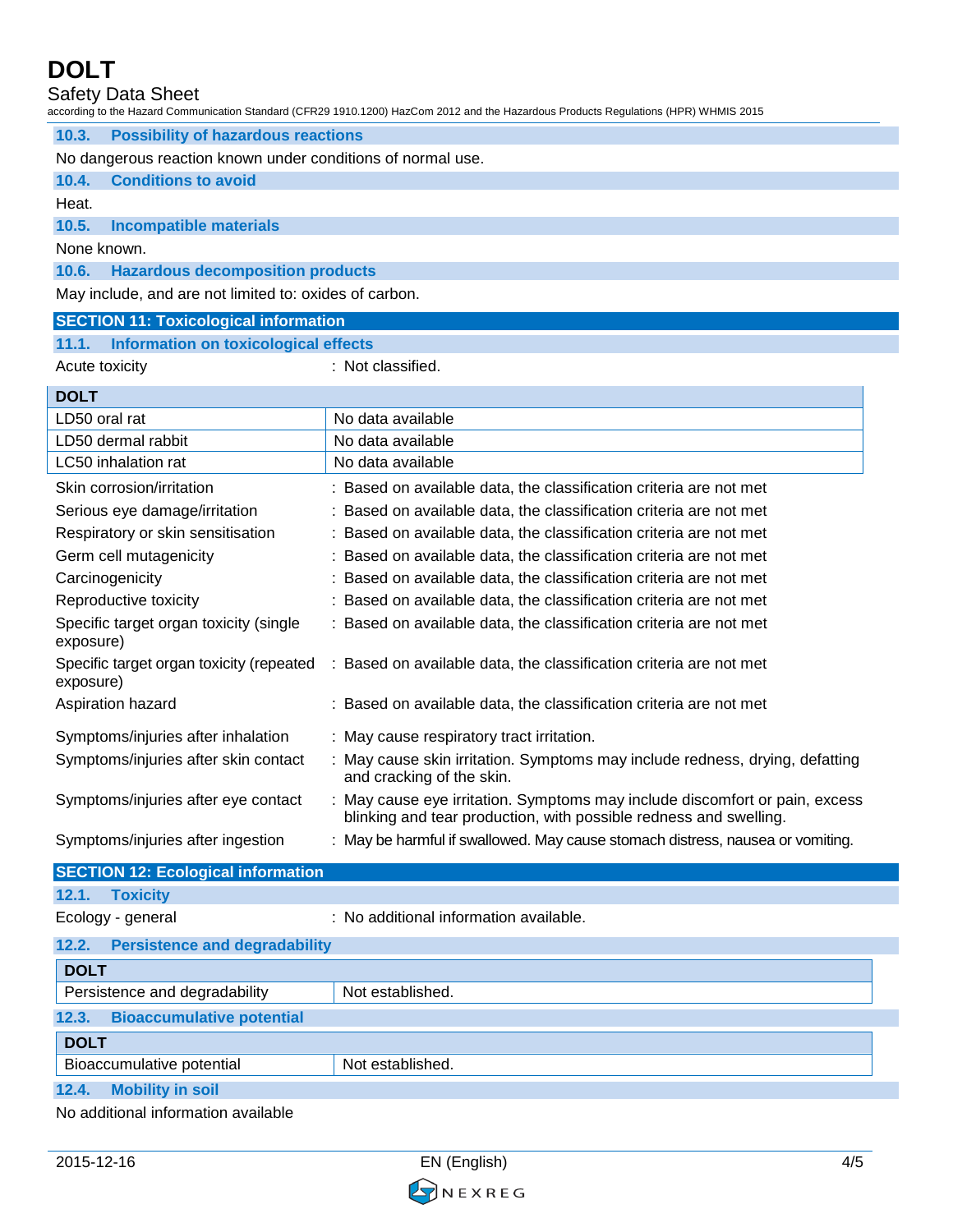### 10.3. Possibility of hazardous reactions

No dangerous reaction known under conditions of normal use.

### 10.4. Conditions to avoid

Heat.

### 10.5. Incompatible materials

None known.

### 10.6. Hazardous decomposition products

May include, and are not limited to: oxides of carbon.

## SECTION 11: Toxicological information

### 11.1. Information on toxicological effects

Acute toxicity : Not classified.

| DOLT | |
|---|---|
| LD50 oral rat | No data available |
| LD50 dermal rabbit | No data available |
| LC50 inhalation rat | No data available |

| | |
|---|---|
| Skin corrosion/irritation | : Based on available data, the classification criteria are not met |
| Serious eye damage/irritation | : Based on available data, the classification criteria are not met |
| Respiratory or skin sensitisation | : Based on available data, the classification criteria are not met |
| Germ cell mutagenicity | : Based on available data, the classification criteria are not met |
| Carcinogenicity | : Based on available data, the classification criteria are not met |
| Reproductive toxicity | : Based on available data, the classification criteria are not met |
| Specific target organ toxicity (single exposure) | : Based on available data, the classification criteria are not met |
| Specific target organ toxicity (repeated exposure) | : Based on available data, the classification criteria are not met |
| Aspiration hazard | : Based on available data, the classification criteria are not met |
| Symptoms/injuries after inhalation | : May cause respiratory tract irritation. |
| Symptoms/injuries after skin contact | : May cause skin irritation. Symptoms may include redness, drying, defatting and cracking of the skin. |
| Symptoms/injuries after eye contact | : May cause eye irritation. Symptoms may include discomfort or pain, excess blinking and tear production, with possible redness and swelling. |
| Symptoms/injuries after ingestion | : May be harmful if swallowed. May cause stomach distress, nausea or vomiting. |

## SECTION 12: Ecological information

### 12.1. Toxicity

Ecology - general : No additional information available.

### 12.2. Persistence and degradability

| DOLT | |
|---|---|
| Persistence and degradability | Not established. |

### 12.3. Bioaccumulative potential

| DOLT | |
|---|---|
| Bioaccumulative potential | Not established. |

### 12.4. Mobility in soil

No additional information available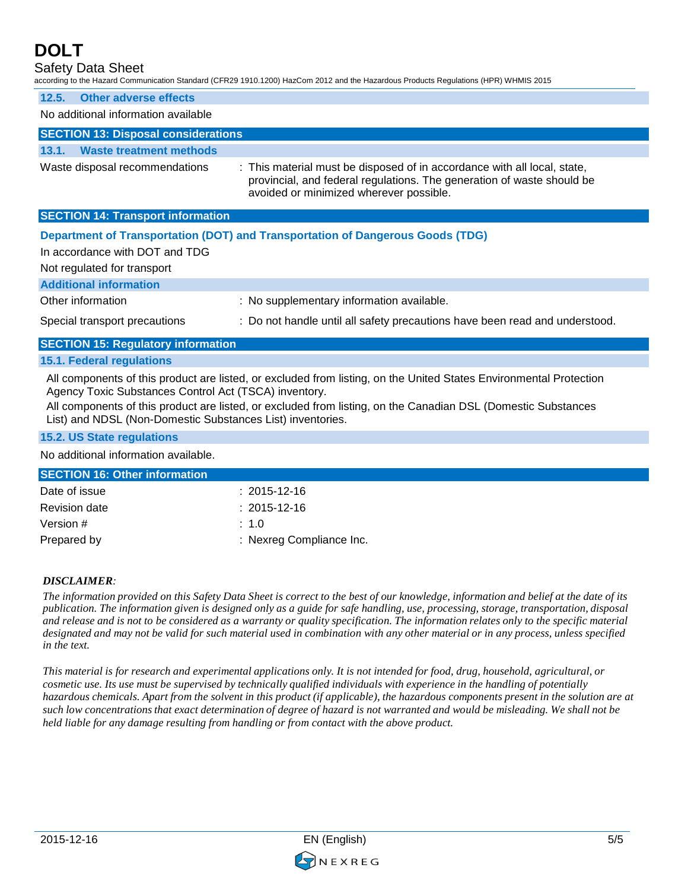### 12.5. Other adverse effects

No additional information available

## SECTION 13: Disposal considerations

### 13.1. Waste treatment methods

Waste disposal recommendations : This material must be disposed of in accordance with all local, state, provincial, and federal regulations. The generation of waste should be avoided or minimized wherever possible.

## SECTION 14: Transport information

**Department of Transportation (DOT) and Transportation of Dangerous Goods (TDG)**

In accordance with DOT and TDG

Not regulated for transport

### Additional information

Other information : No supplementary information available.

Special transport precautions : Do not handle until all safety precautions have been read and understood.

## SECTION 15: Regulatory information

### 15.1. Federal regulations

All components of this product are listed, or excluded from listing, on the United States Environmental Protection Agency Toxic Substances Control Act (TSCA) inventory.

All components of this product are listed, or excluded from listing, on the Canadian DSL (Domestic Substances List) and NDSL (Non-Domestic Substances List) inventories.

### 15.2. US State regulations

No additional information available.

## SECTION 16: Other information

| | |
|---|---|
| Date of issue | : 2015-12-16 |
| Revision date | : 2015-12-16 |
| Version # | : 1.0 |
| Prepared by | : Nexreg Compliance Inc. |

***DISCLAIMER:***

*The information provided on this Safety Data Sheet is correct to the best of our knowledge, information and belief at the date of its publication. The information given is designed only as a guide for safe handling, use, processing, storage, transportation, disposal and release and is not to be considered as a warranty or quality specification. The information relates only to the specific material designated and may not be valid for such material used in combination with any other material or in any process, unless specified in the text.*

*This material is for research and experimental applications only. It is not intended for food, drug, household, agricultural, or cosmetic use. Its use must be supervised by technically qualified individuals with experience in the handling of potentially hazardous chemicals. Apart from the solvent in this product (if applicable), the hazardous components present in the solution are at such low concentrations that exact determination of degree of hazard is not warranted and would be misleading. We shall not be held liable for any damage resulting from handling or from contact with the above product.*